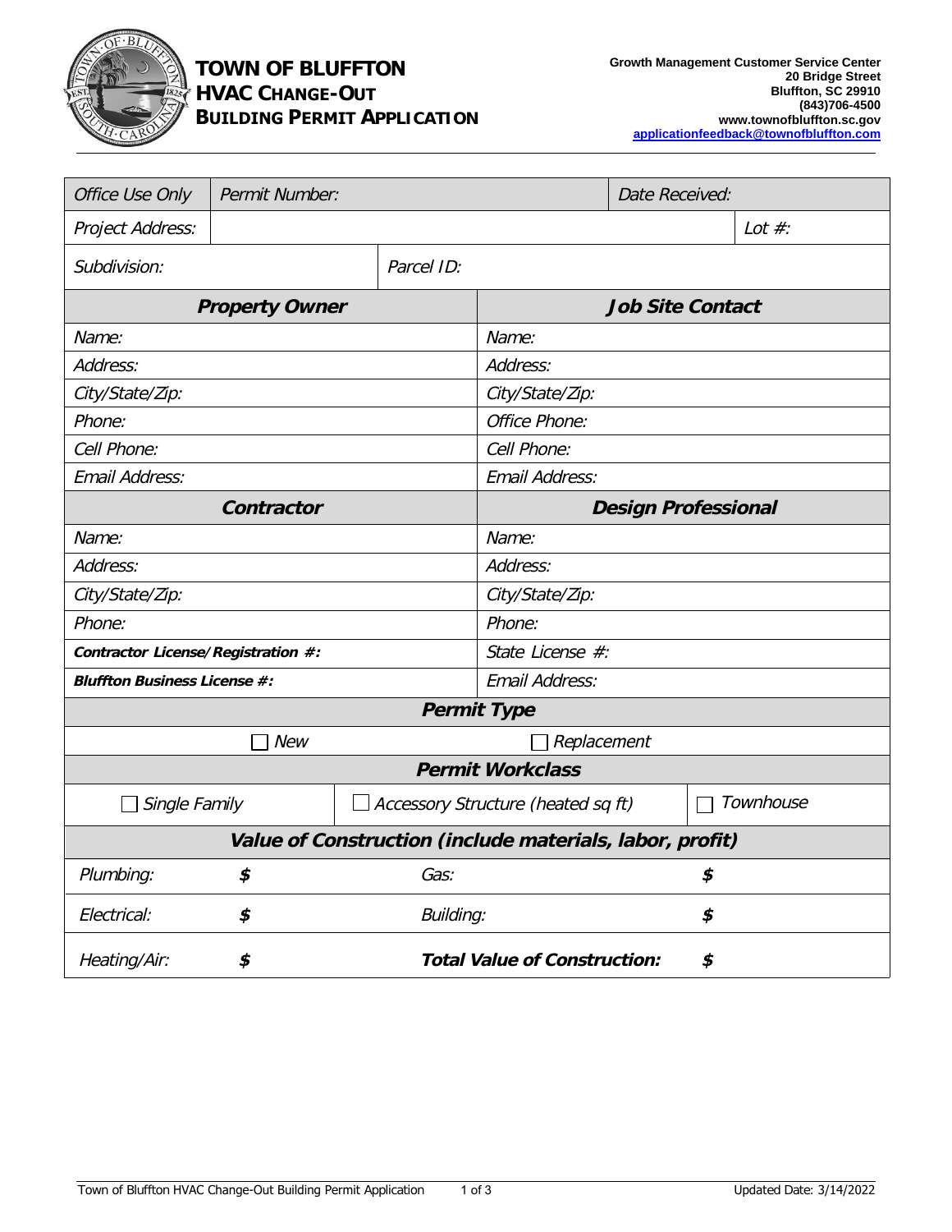# TOWN OF BLUFFTON
## HVAC CHANGE-OUT
## BUILDING PERMIT APPLICATION

**Growth Management Customer Service Center**
**20 Bridge Street**
**Bluffton, SC 29910**
**(843)706-4500**
**www.townofbluffton.sc.gov**
**applicationfeedback@townofbluffton.com**

| *Office Use Only* | *Permit Number:* | | *Date Received:* |
|---|---|---|---|
| *Project Address:* | | | *Lot #:* |
| *Subdivision:* | | *Parcel ID:* | |

| ***Property Owner*** | ***Job Site Contact*** |
|---|---|
| *Name:* | *Name:* |
| *Address:* | *Address:* |
| *City/State/Zip:* | *City/State/Zip:* |
| *Phone:* | *Office Phone:* |
| *Cell Phone:* | *Cell Phone:* |
| *Email Address:* | *Email Address:* |
| ***Contractor*** | ***Design Professional*** |
| *Name:* | *Name:* |
| *Address:* | *Address:* |
| *City/State/Zip:* | *City/State/Zip:* |
| *Phone:* | *Phone:* |
| ***Contractor License/Registration #:*** | *State License #:* |
| ***Bluffton Business License #:*** | *Email Address:* |

| ***Permit Type*** | |
|---|---|
| ☐ *New* | ☐ *Replacement* |

| ***Permit Workclass*** | | |
|---|---|---|
| ☐ *Single Family* | ☐ *Accessory Structure (heated sq ft)* | ☐ *Townhouse* |

| ***Value of Construction (include materials, labor, profit)*** | | | |
|---|---|---|---|
| *Plumbing:* | ***$*** | *Gas:* | ***$*** |
| *Electrical:* | ***$*** | *Building:* | ***$*** |
| *Heating/Air:* | ***$*** | ***Total Value of Construction:*** | ***$*** |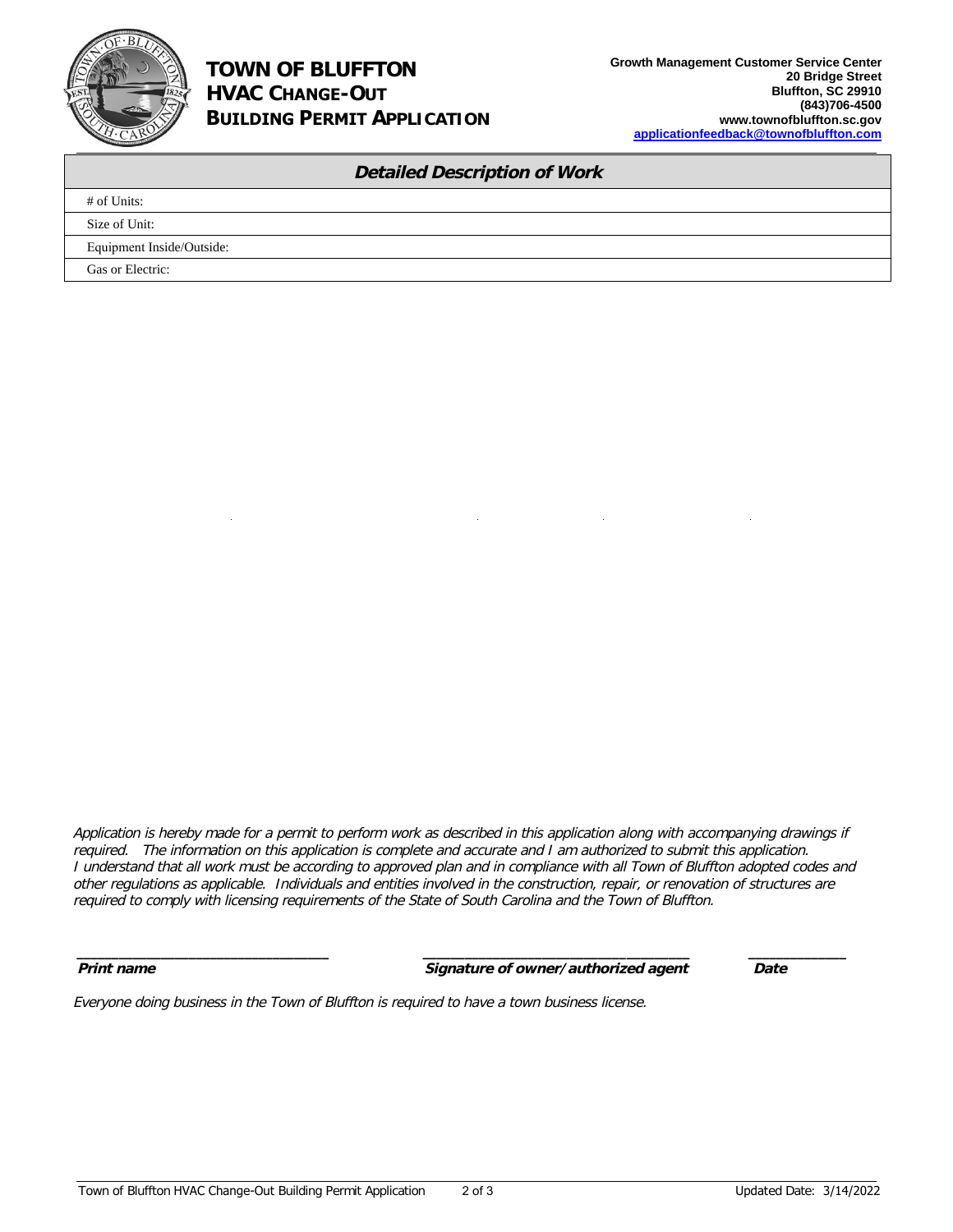# TOWN OF BLUFFTON
## HVAC CHANGE-OUT
## BUILDING PERMIT APPLICATION

**Growth Management Customer Service Center**
**20 Bridge Street**
**Bluffton, SC 29910**
**(843)706-4500**
**www.townofbluffton.sc.gov**
**applicationfeedback@townofbluffton.com**

| ***Detailed Description of Work*** |
|---|
| # of Units: |
| Size of Unit: |
| Equipment Inside/Outside: |
| Gas or Electric: |

*Application is hereby made for a permit to perform work as described in this application along with accompanying drawings if required. The information on this application is complete and accurate and I am authorized to submit this application. I understand that all work must be according to approved plan and in compliance with all Town of Bluffton adopted codes and other regulations as applicable. Individuals and entities involved in the construction, repair, or renovation of structures are required to comply with licensing requirements of the State of South Carolina and the Town of Bluffton.*

| ______________________________ | ______________________________ | ____________ |
|---|---|---|
| ***Print name*** | ***Signature of owner/authorized agent*** | ***Date*** |

*Everyone doing business in the Town of Bluffton is required to have a town business license.*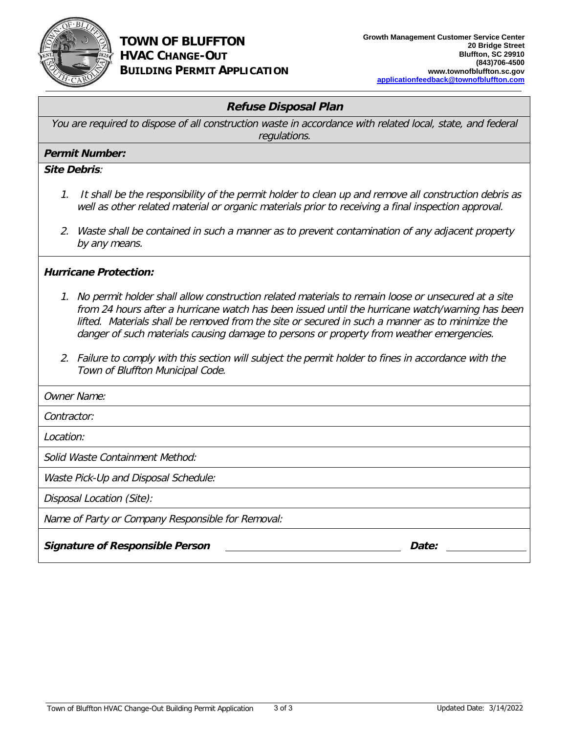# TOWN OF BLUFFTON
## HVAC CHANGE-OUT BUILDING PERMIT APPLICATION

**Growth Management Customer Service Center**
**20 Bridge Street**
**Bluffton, SC 29910**
**(843)706-4500**
**www.townofbluffton.sc.gov**
**applicationfeedback@townofbluffton.com**

## *Refuse Disposal Plan*

*You are required to dispose of all construction waste in accordance with related local, state, and federal regulations.*

***Permit Number:***

***Site Debris**:*

1. *It shall be the responsibility of the permit holder to clean up and remove all construction debris as well as other related material or organic materials prior to receiving a final inspection approval.*
2. *Waste shall be contained in such a manner as to prevent contamination of any adjacent property by any means.*

***Hurricane Protection:***

1. *No permit holder shall allow construction related materials to remain loose or unsecured at a site from 24 hours after a hurricane watch has been issued until the hurricane watch/warning has been lifted. Materials shall be removed from the site or secured in such a manner as to minimize the danger of such materials causing damage to persons or property from weather emergencies.*
2. *Failure to comply with this section will subject the permit holder to fines in accordance with the Town of Bluffton Municipal Code.*

*Owner Name:*

*Contractor:*

*Location:*

*Solid Waste Containment Method:*

*Waste Pick-Up and Disposal Schedule:*

*Disposal Location (Site):*

*Name of Party or Company Responsible for Removal:*

***Signature of Responsible Person*** ______________________ ***Date:*** ____________